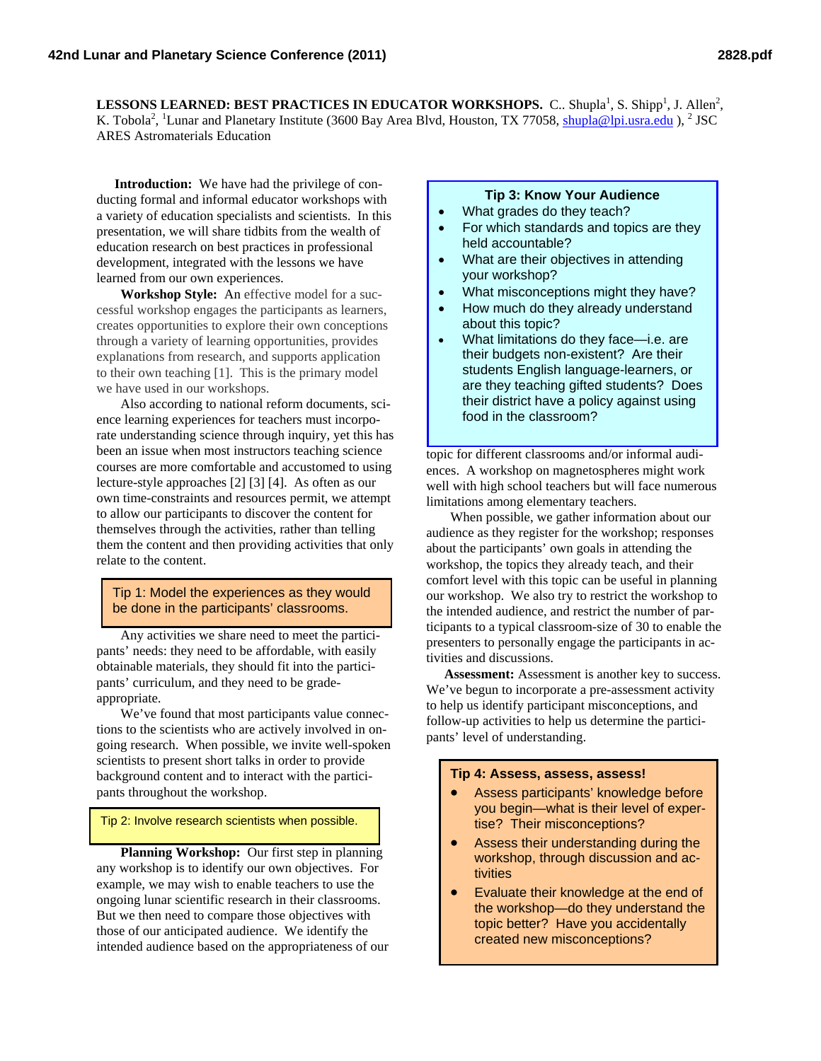**LESSONS LEARNED: BEST PRACTICES IN EDUCATOR WORKSHOPS.** C.. Shupla[1], S. Shipp[1], J. Allen[2], K. Tobola[2], [1]Lunar and Planetary Institute (3600 Bay Area Blvd, Houston, TX 77058, shupla@lpi.usra.edu ), [2] JSC ARES Astromaterials Education

**Introduction:** We have had the privilege of conducting formal and informal educator workshops with a variety of education specialists and scientists. In this presentation, we will share tidbits from the wealth of education research on best practices in professional development, integrated with the lessons we have learned from our own experiences.

**Workshop Style:** An effective model for a successful workshop engages the participants as learners, creates opportunities to explore their own conceptions through a variety of learning opportunities, provides explanations from research, and supports application to their own teaching [1]. This is the primary model we have used in our workshops.

Also according to national reform documents, science learning experiences for teachers must incorporate understanding science through inquiry, yet this has been an issue when most instructors teaching science courses are more comfortable and accustomed to using lecture-style approaches [2] [3] [4]. As often as our own time-constraints and resources permit, we attempt to allow our participants to discover the content for themselves through the activities, rather than telling them the content and then providing activities that only relate to the content.

> Tip 1: Model the experiences as they would be done in the participants' classrooms.

Any activities we share need to meet the participants' needs: they need to be affordable, with easily obtainable materials, they should fit into the participants' curriculum, and they need to be grade-appropriate.

We've found that most participants value connections to the scientists who are actively involved in ongoing research. When possible, we invite well-spoken scientists to present short talks in order to provide background content and to interact with the participants throughout the workshop.

> Tip 2: Involve research scientists when possible.

**Planning Workshop:** Our first step in planning any workshop is to identify our own objectives. For example, we may wish to enable teachers to use the ongoing lunar scientific research in their classrooms. But we then need to compare those objectives with those of our anticipated audience. We identify the intended audience based on the appropriateness of our topic for different classrooms and/or informal audiences. A workshop on magnetospheres might work well with high school teachers but will face numerous limitations among elementary teachers.

> **Tip 3: Know Your Audience**
> - What grades do they teach?
> - For which standards and topics are they held accountable?
> - What are their objectives in attending your workshop?
> - What misconceptions might they have?
> - How much do they already understand about this topic?
> - What limitations do they face—i.e. are their budgets non-existent? Are their students English language-learners, or are they teaching gifted students? Does their district have a policy against using food in the classroom?

When possible, we gather information about our audience as they register for the workshop; responses about the participants' own goals in attending the workshop, the topics they already teach, and their comfort level with this topic can be useful in planning our workshop. We also try to restrict the workshop to the intended audience, and restrict the number of participants to a typical classroom-size of 30 to enable the presenters to personally engage the participants in activities and discussions.

**Assessment:** Assessment is another key to success. We've begun to incorporate a pre-assessment activity to help us identify participant misconceptions, and follow-up activities to help us determine the participants' level of understanding.

> **Tip 4: Assess, assess, assess!**
> - Assess participants' knowledge before you begin—what is their level of expertise? Their misconceptions?
> - Assess their understanding during the workshop, through discussion and activities
> - Evaluate their knowledge at the end of the workshop—do they understand the topic better? Have you accidentally created new misconceptions?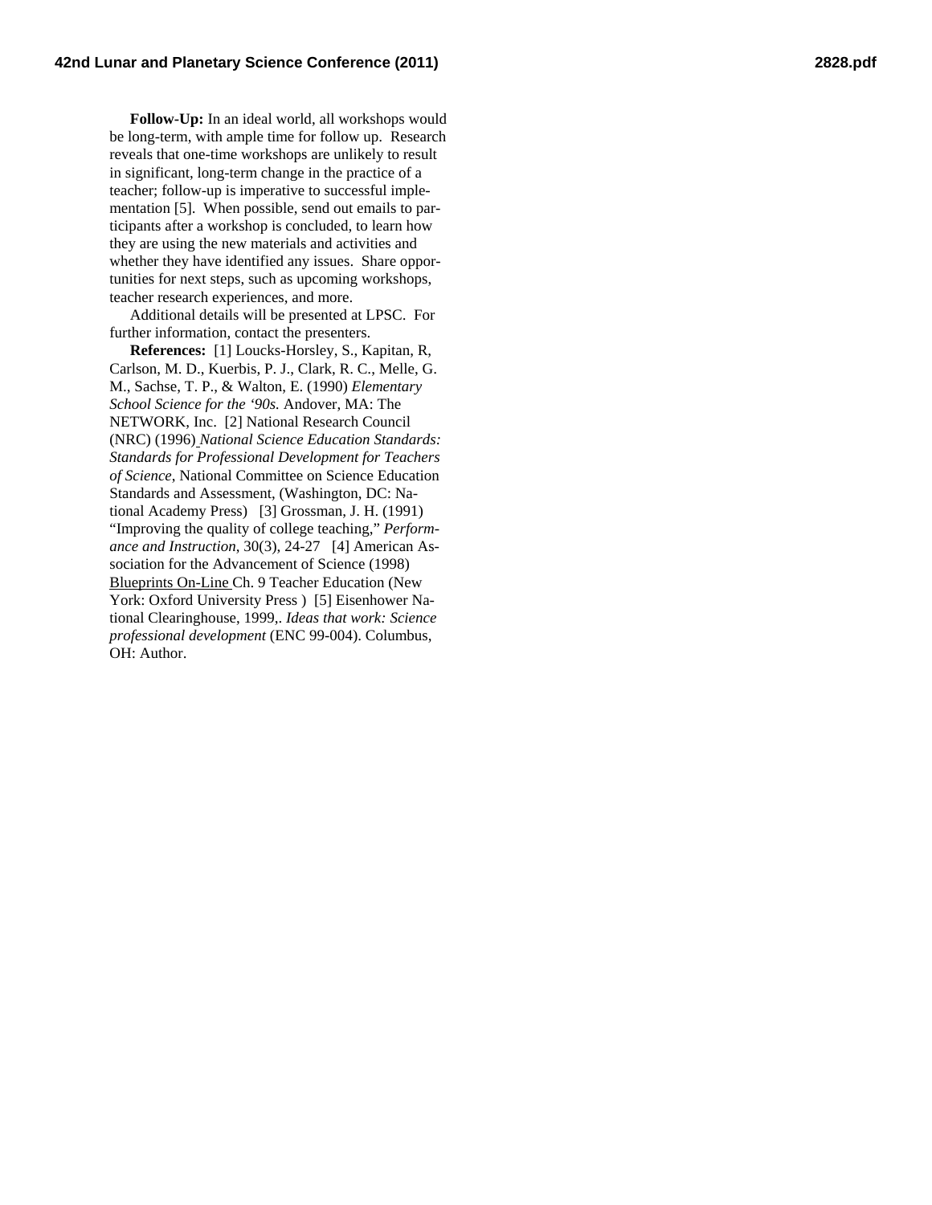**Follow-Up:** In an ideal world, all workshops would be long-term, with ample time for follow up. Research reveals that one-time workshops are unlikely to result in significant, long-term change in the practice of a teacher; follow-up is imperative to successful implementation [5]. When possible, send out emails to participants after a workshop is concluded, to learn how they are using the new materials and activities and whether they have identified any issues. Share opportunities for next steps, such as upcoming workshops, teacher research experiences, and more.

Additional details will be presented at LPSC. For further information, contact the presenters.

**References:** [1] Loucks-Horsley, S., Kapitan, R, Carlson, M. D., Kuerbis, P. J., Clark, R. C., Melle, G. M., Sachse, T. P., & Walton, E. (1990) *Elementary School Science for the '90s.* Andover, MA: The NETWORK, Inc. [2] National Research Council (NRC) (1996) *National Science Education Standards: Standards for Professional Development for Teachers of Science*, National Committee on Science Education Standards and Assessment, (Washington, DC: National Academy Press) [3] Grossman, J. H. (1991) "Improving the quality of college teaching," *Performance and Instruction*, 30(3), 24-27 [4] American Association for the Advancement of Science (1998) Blueprints On-Line Ch. 9 Teacher Education (New York: Oxford University Press ) [5] Eisenhower National Clearinghouse, 1999,. *Ideas that work: Science professional development* (ENC 99-004). Columbus, OH: Author.